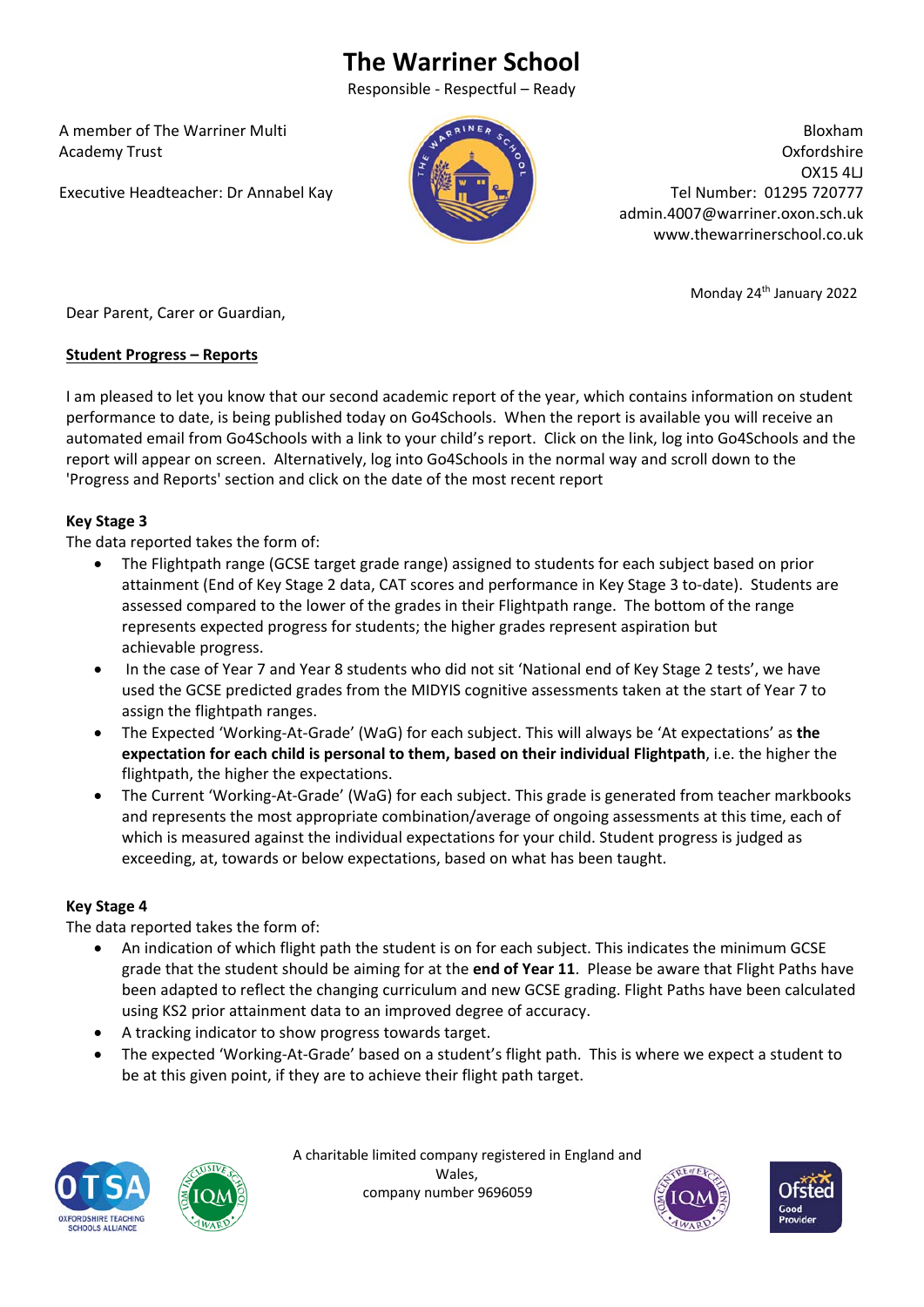# The Warriner School

Responsible - Respectful – Ready

A member of The Warriner Multi Academy Trust

Executive Headteacher: Dr Annabel Kay

Bloxham
Oxfordshire
OX15 4LJ
Tel Number: 01295 720777
admin.4007@warriner.oxon.sch.uk
www.thewarrinerschool.co.uk

Monday 24th January 2022

Dear Parent, Carer or Guardian,

**Student Progress – Reports**

I am pleased to let you know that our second academic report of the year, which contains information on student performance to date, is being published today on Go4Schools. When the report is available you will receive an automated email from Go4Schools with a link to your child's report. Click on the link, log into Go4Schools and the report will appear on screen. Alternatively, log into Go4Schools in the normal way and scroll down to the 'Progress and Reports' section and click on the date of the most recent report

**Key Stage 3**

The data reported takes the form of:

- The Flightpath range (GCSE target grade range) assigned to students for each subject based on prior attainment (End of Key Stage 2 data, CAT scores and performance in Key Stage 3 to-date). Students are assessed compared to the lower of the grades in their Flightpath range. The bottom of the range represents expected progress for students; the higher grades represent aspiration but achievable progress.
- In the case of Year 7 and Year 8 students who did not sit 'National end of Key Stage 2 tests', we have used the GCSE predicted grades from the MIDYIS cognitive assessments taken at the start of Year 7 to assign the flightpath ranges.
- The Expected 'Working-At-Grade' (WaG) for each subject. This will always be 'At expectations' as **the expectation for each child is personal to them, based on their individual Flightpath**, i.e. the higher the flightpath, the higher the expectations.
- The Current 'Working-At-Grade' (WaG) for each subject. This grade is generated from teacher markbooks and represents the most appropriate combination/average of ongoing assessments at this time, each of which is measured against the individual expectations for your child. Student progress is judged as exceeding, at, towards or below expectations, based on what has been taught.

**Key Stage 4**

The data reported takes the form of:

- An indication of which flight path the student is on for each subject. This indicates the minimum GCSE grade that the student should be aiming for at the **end of Year 11**. Please be aware that Flight Paths have been adapted to reflect the changing curriculum and new GCSE grading. Flight Paths have been calculated using KS2 prior attainment data to an improved degree of accuracy.
- A tracking indicator to show progress towards target.
- The expected 'Working-At-Grade' based on a student's flight path. This is where we expect a student to be at this given point, if they are to achieve their flight path target.

A charitable limited company registered in England and Wales,
company number 9696059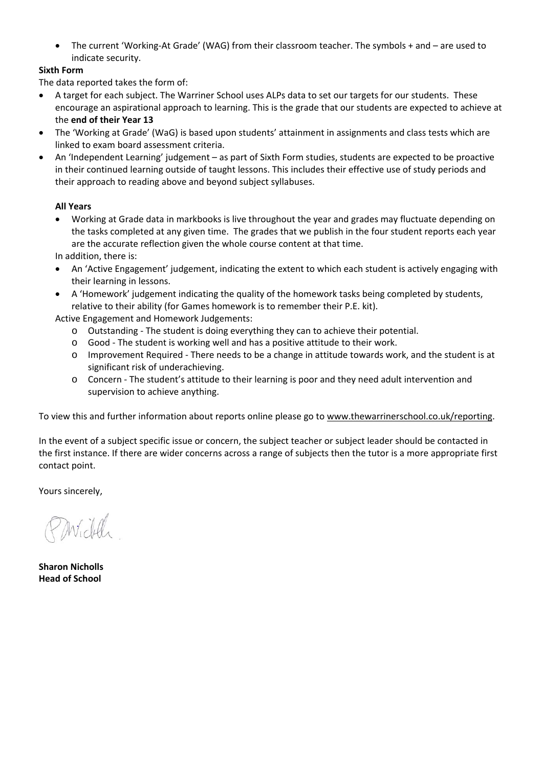- The current 'Working-At Grade' (WAG) from their classroom teacher. The symbols + and – are used to indicate security.

**Sixth Form**

The data reported takes the form of:

- A target for each subject. The Warriner School uses ALPs data to set our targets for our students. These encourage an aspirational approach to learning. This is the grade that our students are expected to achieve at the **end of their Year 13**
- The 'Working at Grade' (WaG) is based upon students' attainment in assignments and class tests which are linked to exam board assessment criteria.
- An 'Independent Learning' judgement – as part of Sixth Form studies, students are expected to be proactive in their continued learning outside of taught lessons. This includes their effective use of study periods and their approach to reading above and beyond subject syllabuses.

**All Years**

- Working at Grade data in markbooks is live throughout the year and grades may fluctuate depending on the tasks completed at any given time. The grades that we publish in the four student reports each year are the accurate reflection given the whole course content at that time.

In addition, there is:

- An 'Active Engagement' judgement, indicating the extent to which each student is actively engaging with their learning in lessons.
- A 'Homework' judgement indicating the quality of the homework tasks being completed by students, relative to their ability (for Games homework is to remember their P.E. kit).

Active Engagement and Homework Judgements:

- Outstanding - The student is doing everything they can to achieve their potential.
- Good - The student is working well and has a positive attitude to their work.
- Improvement Required - There needs to be a change in attitude towards work, and the student is at significant risk of underachieving.
- Concern - The student's attitude to their learning is poor and they need adult intervention and supervision to achieve anything.

To view this and further information about reports online please go to www.thewarrinerschool.co.uk/reporting.

In the event of a subject specific issue or concern, the subject teacher or subject leader should be contacted in the first instance. If there are wider concerns across a range of subjects then the tutor is a more appropriate first contact point.

Yours sincerely,

**Sharon Nicholls**
**Head of School**